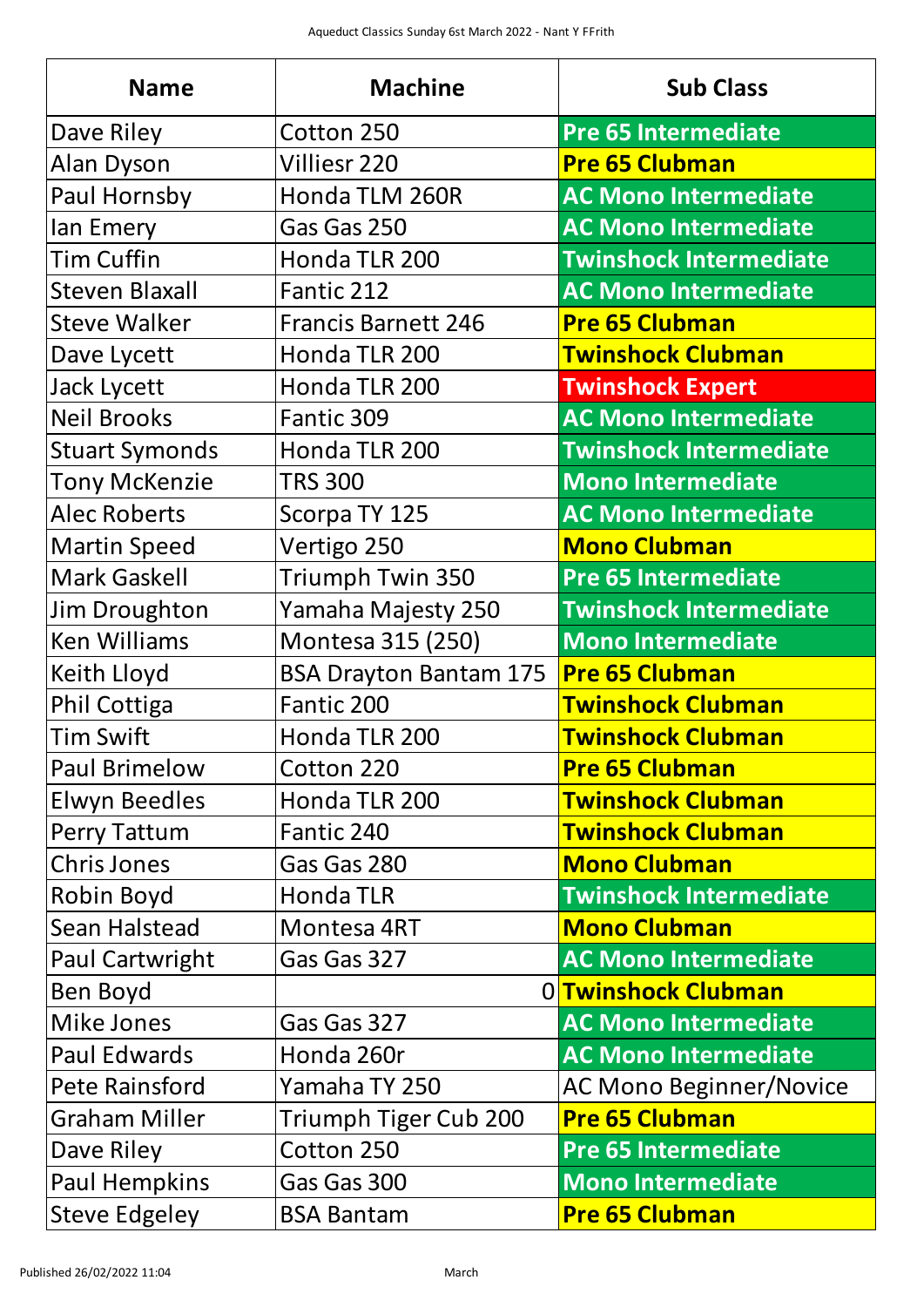Aqueduct Classics Sunday 6st March 2022 - Nant Y FFrith

| Name | Machine | Sub Class |
|---|---|---|
| Dave Riley | Cotton 250 | Pre 65 Intermediate |
| Alan Dyson | Villiesr 220 | Pre 65 Clubman |
| Paul Hornsby | Honda TLM 260R | AC Mono Intermediate |
| Ian Emery | Gas Gas 250 | AC Mono Intermediate |
| Tim Cuffin | Honda TLR 200 | Twinshock Intermediate |
| Steven Blaxall | Fantic 212 | AC Mono Intermediate |
| Steve Walker | Francis Barnett 246 | Pre 65 Clubman |
| Dave Lycett | Honda TLR 200 | Twinshock Clubman |
| Jack Lycett | Honda TLR 200 | Twinshock Expert |
| Neil Brooks | Fantic 309 | AC Mono Intermediate |
| Stuart Symonds | Honda TLR 200 | Twinshock Intermediate |
| Tony McKenzie | TRS 300 | Mono Intermediate |
| Alec Roberts | Scorpa TY 125 | AC Mono Intermediate |
| Martin Speed | Vertigo 250 | Mono Clubman |
| Mark Gaskell | Triumph Twin 350 | Pre 65 Intermediate |
| Jim Droughton | Yamaha Majesty 250 | Twinshock Intermediate |
| Ken Williams | Montesa 315 (250) | Mono Intermediate |
| Keith Lloyd | BSA Drayton Bantam 175 | Pre 65 Clubman |
| Phil Cottiga | Fantic 200 | Twinshock Clubman |
| Tim Swift | Honda TLR 200 | Twinshock Clubman |
| Paul Brimelow | Cotton 220 | Pre 65 Clubman |
| Elwyn Beedles | Honda TLR 200 | Twinshock Clubman |
| Perry Tattum | Fantic 240 | Twinshock Clubman |
| Chris Jones | Gas Gas 280 | Mono Clubman |
| Robin Boyd | Honda TLR | Twinshock Intermediate |
| Sean Halstead | Montesa 4RT | Mono Clubman |
| Paul Cartwright | Gas Gas 327 | AC Mono Intermediate |
| Ben Boyd | 0 | Twinshock Clubman |
| Mike Jones | Gas Gas 327 | AC Mono Intermediate |
| Paul Edwards | Honda 260r | AC Mono Intermediate |
| Pete Rainsford | Yamaha TY 250 | AC Mono Beginner/Novice |
| Graham Miller | Triumph Tiger Cub 200 | Pre 65 Clubman |
| Dave Riley | Cotton 250 | Pre 65 Intermediate |
| Paul Hempkins | Gas Gas 300 | Mono Intermediate |
| Steve Edgeley | BSA Bantam | Pre 65 Clubman |

Published 26/02/2022 11:04 March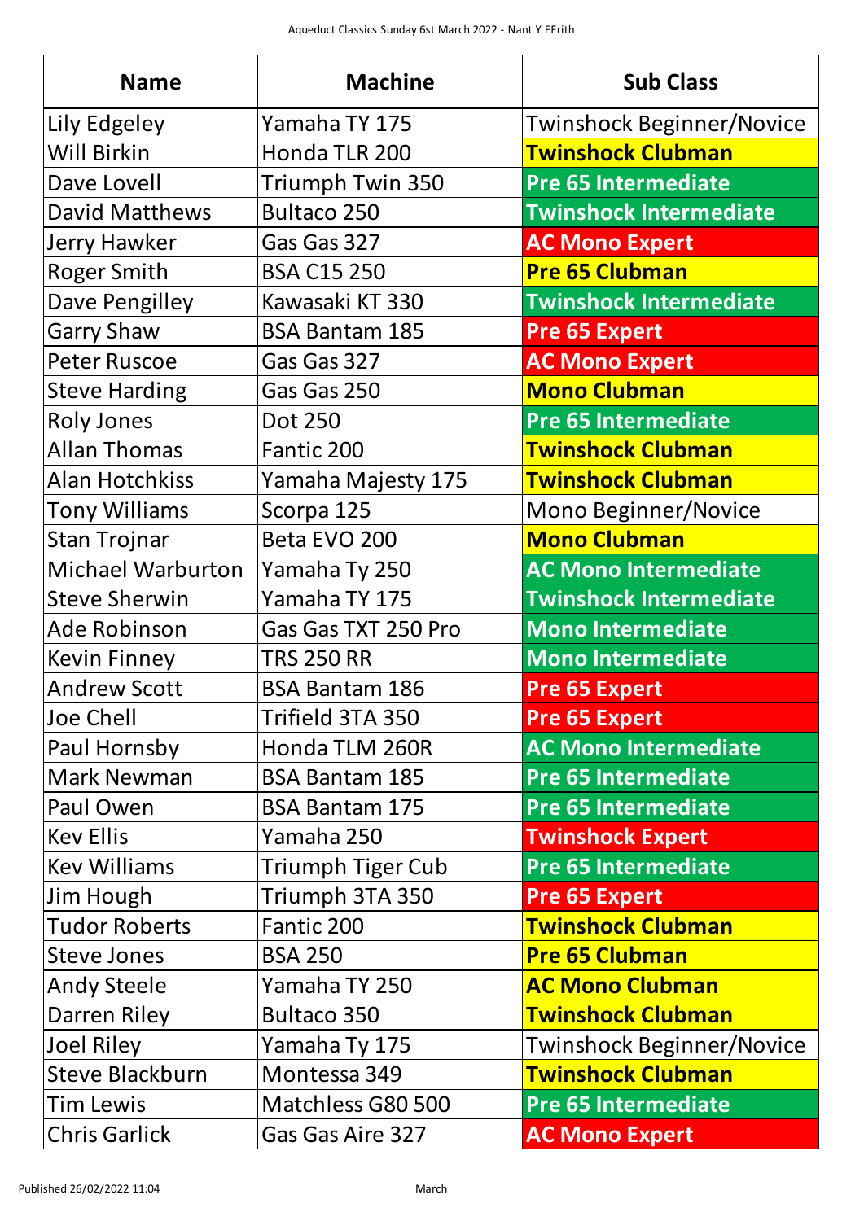Aqueduct Classics Sunday 6st March 2022 - Nant Y FFrith

| Name | Machine | Sub Class |
|---|---|---|
| Lily Edgeley | Yamaha TY 175 | Twinshock Beginner/Novice |
| Will Birkin | Honda TLR 200 | **Twinshock Clubman** |
| Dave Lovell | Triumph Twin 350 | **Pre 65 Intermediate** |
| David Matthews | Bultaco 250 | **Twinshock Intermediate** |
| Jerry Hawker | Gas Gas 327 | **AC Mono Expert** |
| Roger Smith | BSA C15 250 | **Pre 65 Clubman** |
| Dave Pengilley | Kawasaki KT 330 | **Twinshock Intermediate** |
| Garry Shaw | BSA Bantam 185 | **Pre 65 Expert** |
| Peter Ruscoe | Gas Gas 327 | **AC Mono Expert** |
| Steve Harding | Gas Gas 250 | **Mono Clubman** |
| Roly Jones | Dot 250 | **Pre 65 Intermediate** |
| Allan Thomas | Fantic 200 | **Twinshock Clubman** |
| Alan Hotchkiss | Yamaha Majesty 175 | **Twinshock Clubman** |
| Tony Williams | Scorpa 125 | Mono Beginner/Novice |
| Stan Trojnar | Beta EVO 200 | **Mono Clubman** |
| Michael Warburton | Yamaha Ty 250 | **AC Mono Intermediate** |
| Steve Sherwin | Yamaha TY 175 | **Twinshock Intermediate** |
| Ade Robinson | Gas Gas TXT 250 Pro | **Mono Intermediate** |
| Kevin Finney | TRS 250 RR | **Mono Intermediate** |
| Andrew Scott | BSA Bantam 186 | **Pre 65 Expert** |
| Joe Chell | Trifield 3TA 350 | **Pre 65 Expert** |
| Paul Hornsby | Honda TLM 260R | **AC Mono Intermediate** |
| Mark Newman | BSA Bantam 185 | **Pre 65 Intermediate** |
| Paul Owen | BSA Bantam 175 | **Pre 65 Intermediate** |
| Kev Ellis | Yamaha 250 | **Twinshock Expert** |
| Kev Williams | Triumph Tiger Cub | **Pre 65 Intermediate** |
| Jim Hough | Triumph 3TA 350 | **Pre 65 Expert** |
| Tudor Roberts | Fantic 200 | **Twinshock Clubman** |
| Steve Jones | BSA 250 | **Pre 65 Clubman** |
| Andy Steele | Yamaha TY 250 | **AC Mono Clubman** |
| Darren Riley | Bultaco 350 | **Twinshock Clubman** |
| Joel Riley | Yamaha Ty 175 | Twinshock Beginner/Novice |
| Steve Blackburn | Montessa 349 | **Twinshock Clubman** |
| Tim Lewis | Matchless G80 500 | **Pre 65 Intermediate** |
| Chris Garlick | Gas Gas Aire 327 | **AC Mono Expert** |

Published 26/02/2022 11:04 March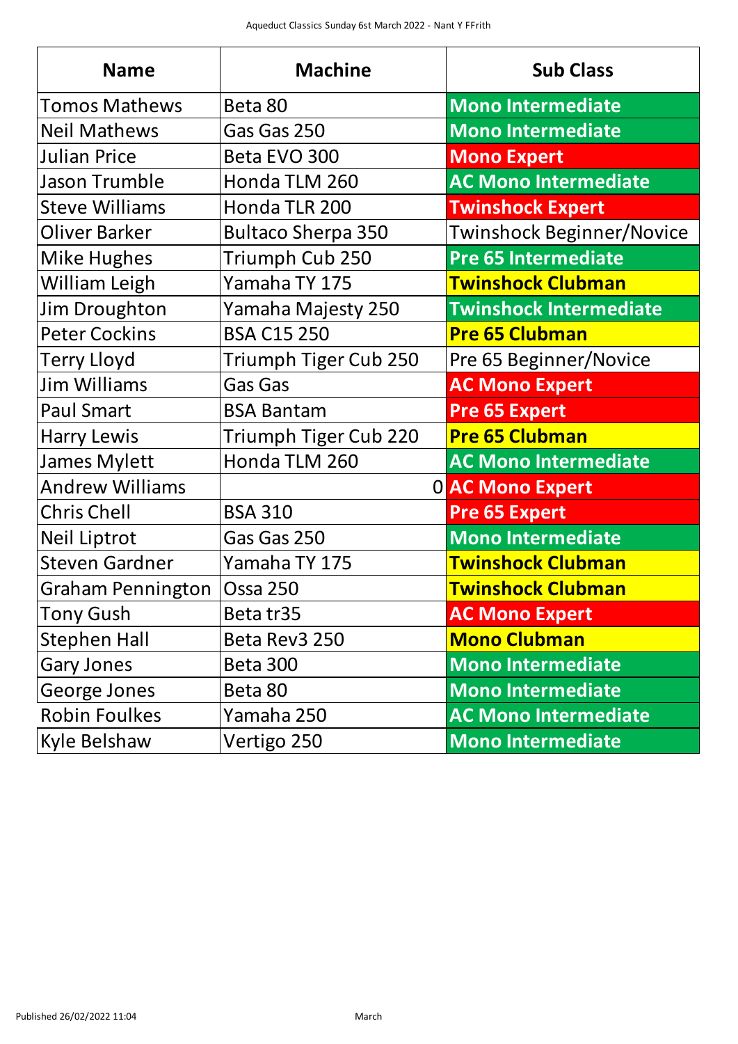Aqueduct Classics Sunday 6st March 2022 - Nant Y FFrith

| Name | Machine | Sub Class |
|---|---|---|
| Tomos Mathews | Beta 80 | **Mono Intermediate** |
| Neil Mathews | Gas Gas 250 | **Mono Intermediate** |
| Julian Price | Beta EVO 300 | **Mono Expert** |
| Jason Trumble | Honda TLM 260 | **AC Mono Intermediate** |
| Steve Williams | Honda TLR 200 | **Twinshock Expert** |
| Oliver Barker | Bultaco Sherpa 350 | Twinshock Beginner/Novice |
| Mike Hughes | Triumph Cub 250 | **Pre 65 Intermediate** |
| William Leigh | Yamaha TY 175 | **Twinshock Clubman** |
| Jim Droughton | Yamaha Majesty 250 | **Twinshock Intermediate** |
| Peter Cockins | BSA C15 250 | **Pre 65 Clubman** |
| Terry Lloyd | Triumph Tiger Cub 250 | Pre 65 Beginner/Novice |
| Jim Williams | Gas Gas | **AC Mono Expert** |
| Paul Smart | BSA Bantam | **Pre 65 Expert** |
| Harry Lewis | Triumph Tiger Cub 220 | **Pre 65 Clubman** |
| James Mylett | Honda TLM 260 | **AC Mono Intermediate** |
| Andrew Williams | 0 | **AC Mono Expert** |
| Chris Chell | BSA 310 | **Pre 65 Expert** |
| Neil Liptrot | Gas Gas 250 | **Mono Intermediate** |
| Steven Gardner | Yamaha TY 175 | **Twinshock Clubman** |
| Graham Pennington | Ossa 250 | **Twinshock Clubman** |
| Tony Gush | Beta tr35 | **AC Mono Expert** |
| Stephen Hall | Beta Rev3 250 | **Mono Clubman** |
| Gary Jones | Beta 300 | **Mono Intermediate** |
| George Jones | Beta 80 | **Mono Intermediate** |
| Robin Foulkes | Yamaha 250 | **AC Mono Intermediate** |
| Kyle Belshaw | Vertigo 250 | **Mono Intermediate** |

Published 26/02/2022 11:04

March